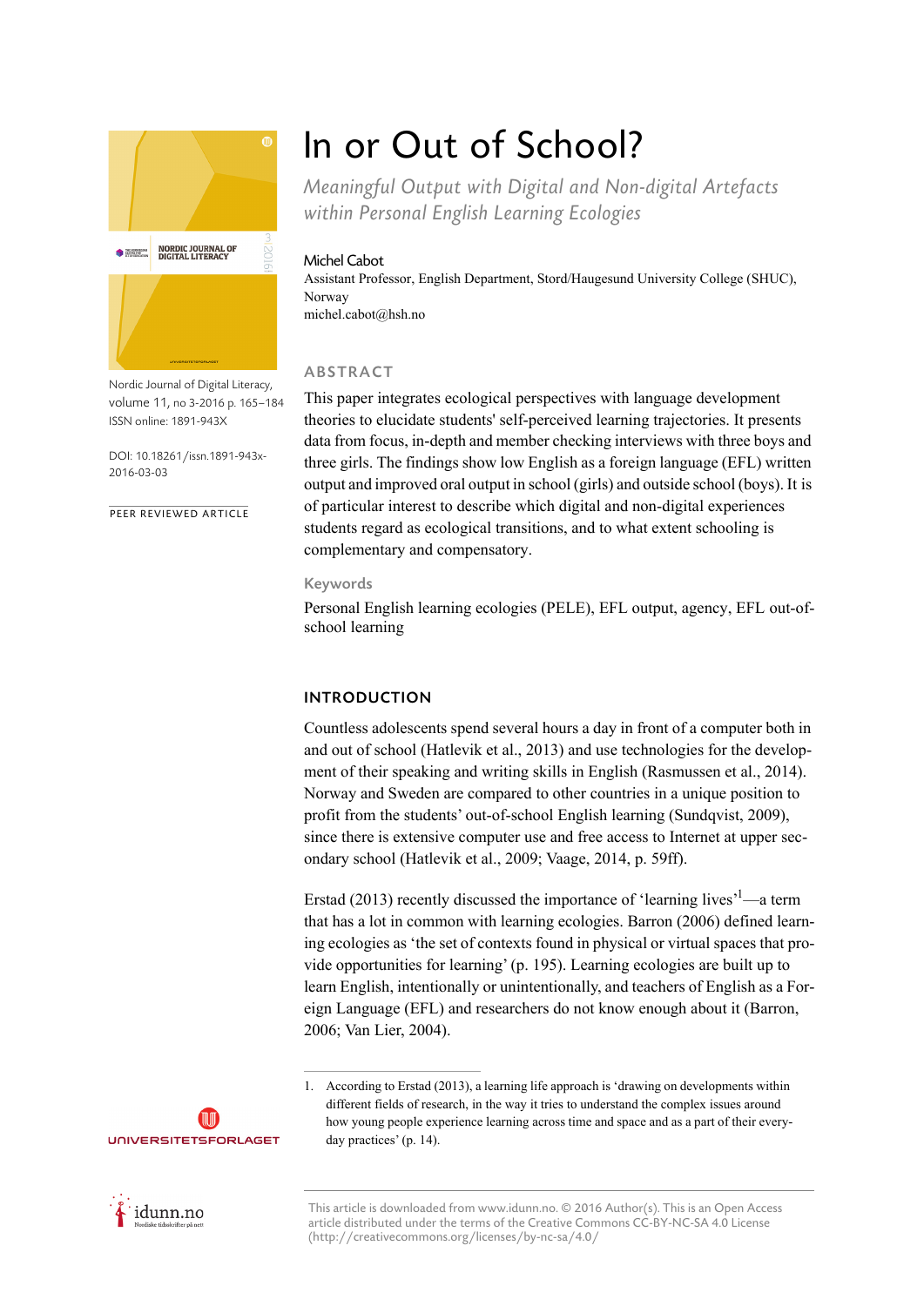# In or Out of School?

*Meaningful Output with Digital and Non-digital Artefacts within Personal English Learning Ecologies*

Michel Cabot
Assistant Professor, English Department, Stord/Haugesund University College (SHUC), Norway
michel.cabot@hsh.no

Nordic Journal of Digital Literacy, volume 11, no 3-2016 p. 165–184
ISSN online: 1891-943X

DOI: 10.18261/issn.1891-943x-2016-03-03

PEER REVIEWED ARTICLE

## ABSTRACT

This paper integrates ecological perspectives with language development theories to elucidate students' self-perceived learning trajectories. It presents data from focus, in-depth and member checking interviews with three boys and three girls. The findings show low English as a foreign language (EFL) written output and improved oral output in school (girls) and outside school (boys). It is of particular interest to describe which digital and non-digital experiences students regard as ecological transitions, and to what extent schooling is complementary and compensatory.

### Keywords

Personal English learning ecologies (PELE), EFL output, agency, EFL out-of-school learning

## INTRODUCTION

Countless adolescents spend several hours a day in front of a computer both in and out of school (Hatlevik et al., 2013) and use technologies for the development of their speaking and writing skills in English (Rasmussen et al., 2014). Norway and Sweden are compared to other countries in a unique position to profit from the students' out-of-school English learning (Sundqvist, 2009), since there is extensive computer use and free access to Internet at upper secondary school (Hatlevik et al., 2009; Vaage, 2014, p. 59ff).

Erstad (2013) recently discussed the importance of 'learning lives'[1]—a term that has a lot in common with learning ecologies. Barron (2006) defined learning ecologies as 'the set of contexts found in physical or virtual spaces that provide opportunities for learning' (p. 195). Learning ecologies are built up to learn English, intentionally or unintentionally, and teachers of English as a Foreign Language (EFL) and researchers do not know enough about it (Barron, 2006; Van Lier, 2004).

1. According to Erstad (2013), a learning life approach is 'drawing on developments within different fields of research, in the way it tries to understand the complex issues around how young people experience learning across time and space and as a part of their everyday practices' (p. 14).

This article is downloaded from www.idunn.no. © 2016 Author(s). This is an Open Access article distributed under the terms of the Creative Commons CC-BY-NC-SA 4.0 License (http://creativecommons.org/licenses/by-nc-sa/4.0/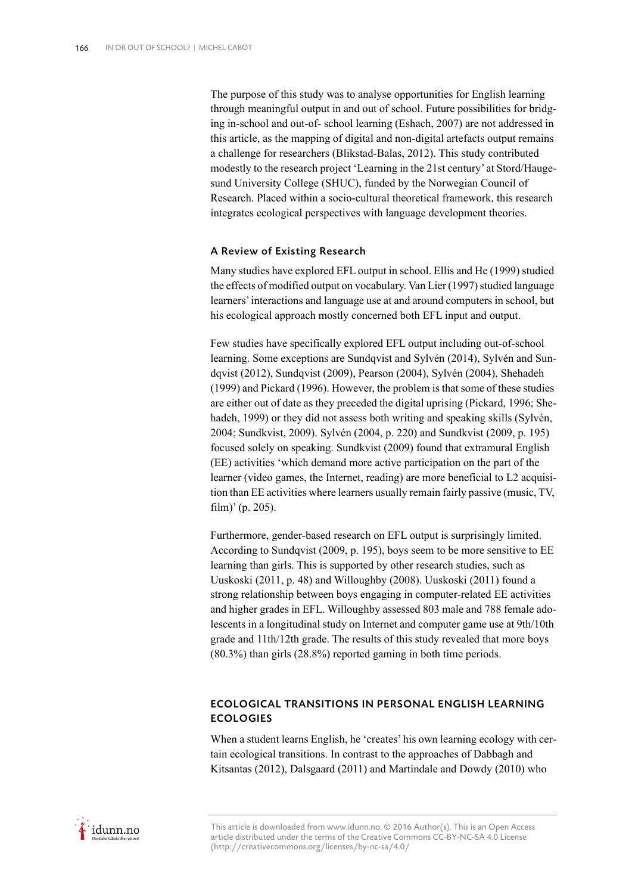The purpose of this study was to analyse opportunities for English learning through meaningful output in and out of school. Future possibilities for bridging in-school and out-of- school learning (Eshach, 2007) are not addressed in this article, as the mapping of digital and non-digital artefacts output remains a challenge for researchers (Blikstad-Balas, 2012). This study contributed modestly to the research project 'Learning in the 21st century' at Stord/Haugesund University College (SHUC), funded by the Norwegian Council of Research. Placed within a socio-cultural theoretical framework, this research integrates ecological perspectives with language development theories.

### A Review of Existing Research

Many studies have explored EFL output in school. Ellis and He (1999) studied the effects of modified output on vocabulary. Van Lier (1997) studied language learners' interactions and language use at and around computers in school, but his ecological approach mostly concerned both EFL input and output.

Few studies have specifically explored EFL output including out-of-school learning. Some exceptions are Sundqvist and Sylvén (2014), Sylvén and Sundqvist (2012), Sundqvist (2009), Pearson (2004), Sylvén (2004), Shehadeh (1999) and Pickard (1996). However, the problem is that some of these studies are either out of date as they preceded the digital uprising (Pickard, 1996; Shehadeh, 1999) or they did not assess both writing and speaking skills (Sylvén, 2004; Sundkvist, 2009). Sylvén (2004, p. 220) and Sundkvist (2009, p. 195) focused solely on speaking. Sundkvist (2009) found that extramural English (EE) activities 'which demand more active participation on the part of the learner (video games, the Internet, reading) are more beneficial to L2 acquisition than EE activities where learners usually remain fairly passive (music, TV, film)' (p. 205).

Furthermore, gender-based research on EFL output is surprisingly limited. According to Sundqvist (2009, p. 195), boys seem to be more sensitive to EE learning than girls. This is supported by other research studies, such as Uuskoski (2011, p. 48) and Willoughby (2008). Uuskoski (2011) found a strong relationship between boys engaging in computer-related EE activities and higher grades in EFL. Willoughby assessed 803 male and 788 female adolescents in a longitudinal study on Internet and computer game use at 9th/10th grade and 11th/12th grade. The results of this study revealed that more boys (80.3%) than girls (28.8%) reported gaming in both time periods.

## ECOLOGICAL TRANSITIONS IN PERSONAL ENGLISH LEARNING ECOLOGIES

When a student learns English, he 'creates' his own learning ecology with certain ecological transitions. In contrast to the approaches of Dabbagh and Kitsantas (2012), Dalsgaard (2011) and Martindale and Dowdy (2010) who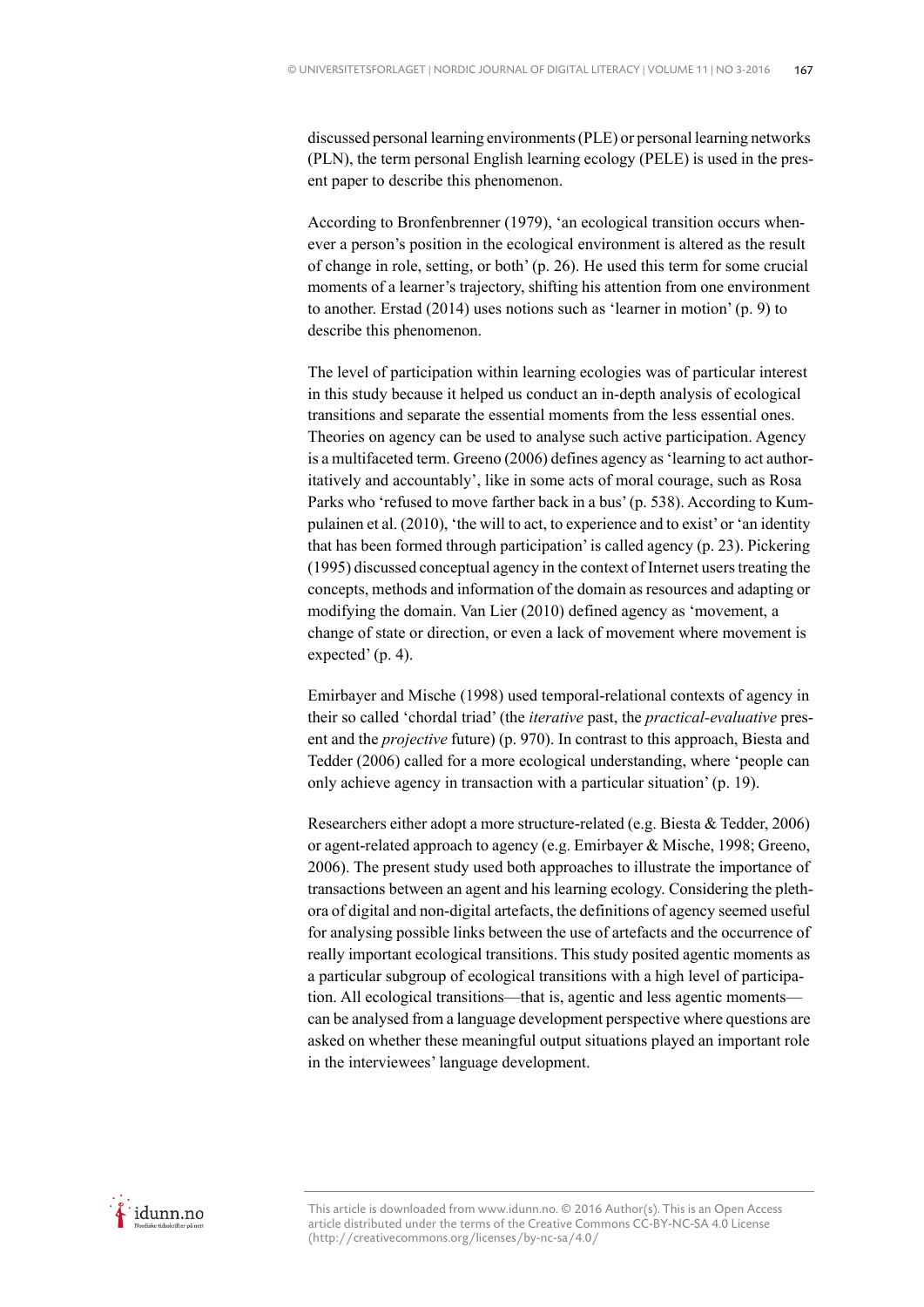discussed personal learning environments (PLE) or personal learning networks (PLN), the term personal English learning ecology (PELE) is used in the present paper to describe this phenomenon.

According to Bronfenbrenner (1979), 'an ecological transition occurs whenever a person's position in the ecological environment is altered as the result of change in role, setting, or both' (p. 26). He used this term for some crucial moments of a learner's trajectory, shifting his attention from one environment to another. Erstad (2014) uses notions such as 'learner in motion' (p. 9) to describe this phenomenon.

The level of participation within learning ecologies was of particular interest in this study because it helped us conduct an in-depth analysis of ecological transitions and separate the essential moments from the less essential ones. Theories on agency can be used to analyse such active participation. Agency is a multifaceted term. Greeno (2006) defines agency as 'learning to act authoritatively and accountably', like in some acts of moral courage, such as Rosa Parks who 'refused to move farther back in a bus' (p. 538). According to Kumpulainen et al. (2010), 'the will to act, to experience and to exist' or 'an identity that has been formed through participation' is called agency (p. 23). Pickering (1995) discussed conceptual agency in the context of Internet users treating the concepts, methods and information of the domain as resources and adapting or modifying the domain. Van Lier (2010) defined agency as 'movement, a change of state or direction, or even a lack of movement where movement is expected' (p. 4).

Emirbayer and Mische (1998) used temporal-relational contexts of agency in their so called 'chordal triad' (the *iterative* past, the *practical-evaluative* present and the *projective* future) (p. 970). In contrast to this approach, Biesta and Tedder (2006) called for a more ecological understanding, where 'people can only achieve agency in transaction with a particular situation' (p. 19).

Researchers either adopt a more structure-related (e.g. Biesta & Tedder, 2006) or agent-related approach to agency (e.g. Emirbayer & Mische, 1998; Greeno, 2006). The present study used both approaches to illustrate the importance of transactions between an agent and his learning ecology. Considering the plethora of digital and non-digital artefacts, the definitions of agency seemed useful for analysing possible links between the use of artefacts and the occurrence of really important ecological transitions. This study posited agentic moments as a particular subgroup of ecological transitions with a high level of participation. All ecological transitions—that is, agentic and less agentic moments—can be analysed from a language development perspective where questions are asked on whether these meaningful output situations played an important role in the interviewees' language development.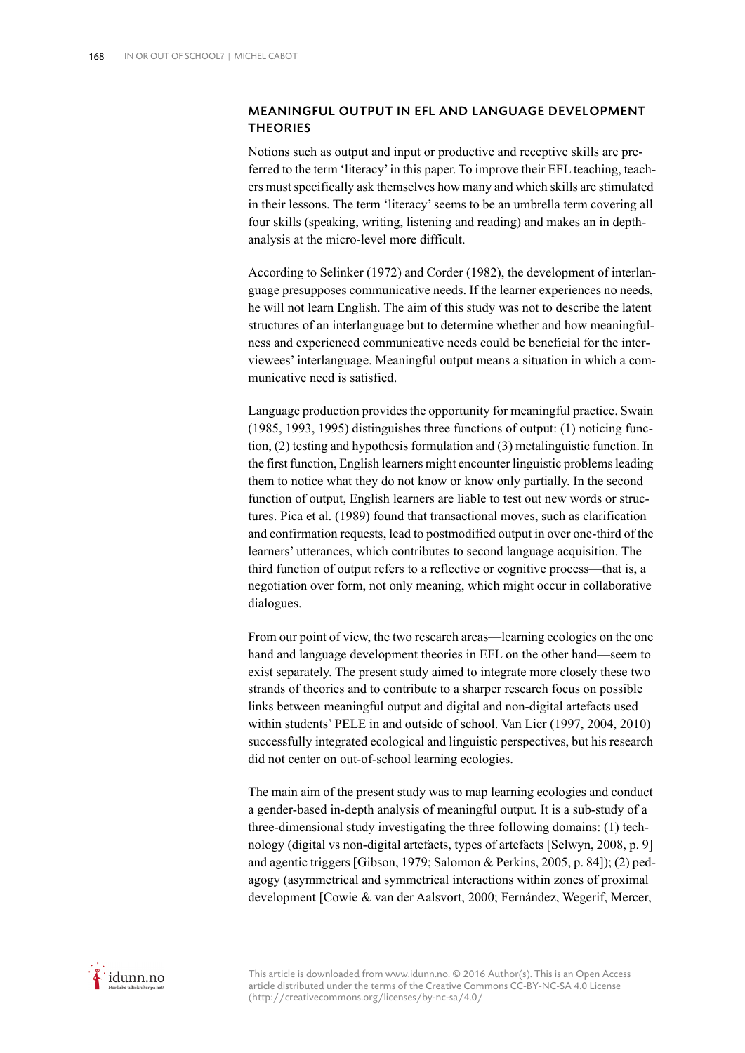## MEANINGFUL OUTPUT IN EFL AND LANGUAGE DEVELOPMENT THEORIES

Notions such as output and input or productive and receptive skills are preferred to the term 'literacy' in this paper. To improve their EFL teaching, teachers must specifically ask themselves how many and which skills are stimulated in their lessons. The term 'literacy' seems to be an umbrella term covering all four skills (speaking, writing, listening and reading) and makes an in depth-analysis at the micro-level more difficult.

According to Selinker (1972) and Corder (1982), the development of interlanguage presupposes communicative needs. If the learner experiences no needs, he will not learn English. The aim of this study was not to describe the latent structures of an interlanguage but to determine whether and how meaningfulness and experienced communicative needs could be beneficial for the interviewees' interlanguage. Meaningful output means a situation in which a communicative need is satisfied.

Language production provides the opportunity for meaningful practice. Swain (1985, 1993, 1995) distinguishes three functions of output: (1) noticing function, (2) testing and hypothesis formulation and (3) metalinguistic function. In the first function, English learners might encounter linguistic problems leading them to notice what they do not know or know only partially. In the second function of output, English learners are liable to test out new words or structures. Pica et al. (1989) found that transactional moves, such as clarification and confirmation requests, lead to postmodified output in over one-third of the learners' utterances, which contributes to second language acquisition. The third function of output refers to a reflective or cognitive process—that is, a negotiation over form, not only meaning, which might occur in collaborative dialogues.

From our point of view, the two research areas—learning ecologies on the one hand and language development theories in EFL on the other hand—seem to exist separately. The present study aimed to integrate more closely these two strands of theories and to contribute to a sharper research focus on possible links between meaningful output and digital and non-digital artefacts used within students' PELE in and outside of school. Van Lier (1997, 2004, 2010) successfully integrated ecological and linguistic perspectives, but his research did not center on out-of-school learning ecologies.

The main aim of the present study was to map learning ecologies and conduct a gender-based in-depth analysis of meaningful output. It is a sub-study of a three-dimensional study investigating the three following domains: (1) technology (digital vs non-digital artefacts, types of artefacts [Selwyn, 2008, p. 9] and agentic triggers [Gibson, 1979; Salomon & Perkins, 2005, p. 84]); (2) pedagogy (asymmetrical and symmetrical interactions within zones of proximal development [Cowie & van der Aalsvort, 2000; Fernández, Wegerif, Mercer,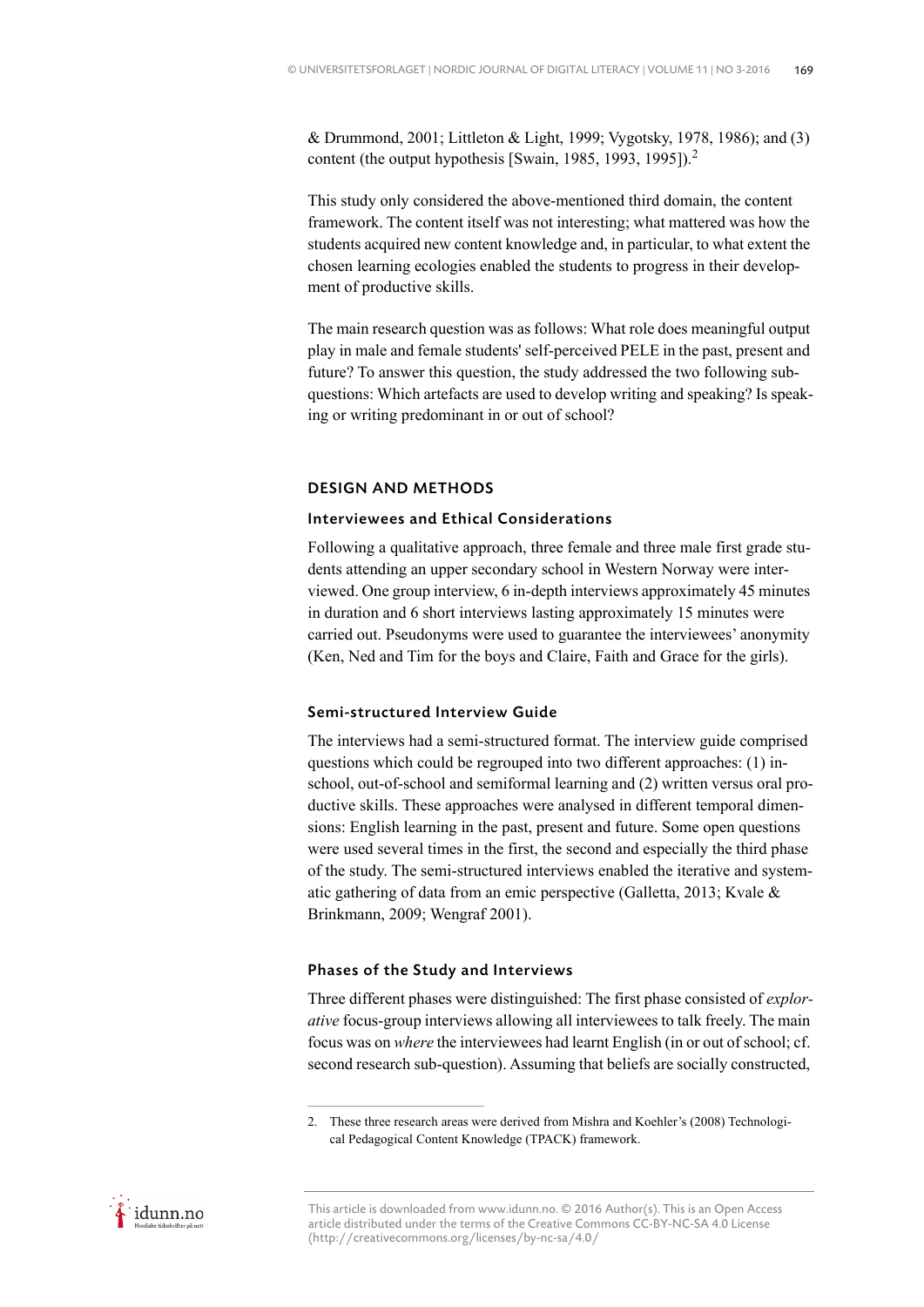& Drummond, 2001; Littleton & Light, 1999; Vygotsky, 1978, 1986); and (3) content (the output hypothesis [Swain, 1985, 1993, 1995]).[2]

This study only considered the above-mentioned third domain, the content framework. The content itself was not interesting; what mattered was how the students acquired new content knowledge and, in particular, to what extent the chosen learning ecologies enabled the students to progress in their development of productive skills.

The main research question was as follows: What role does meaningful output play in male and female students' self-perceived PELE in the past, present and future? To answer this question, the study addressed the two following sub-questions: Which artefacts are used to develop writing and speaking? Is speaking or writing predominant in or out of school?

## DESIGN AND METHODS

### Interviewees and Ethical Considerations

Following a qualitative approach, three female and three male first grade students attending an upper secondary school in Western Norway were interviewed. One group interview, 6 in-depth interviews approximately 45 minutes in duration and 6 short interviews lasting approximately 15 minutes were carried out. Pseudonyms were used to guarantee the interviewees' anonymity (Ken, Ned and Tim for the boys and Claire, Faith and Grace for the girls).

### Semi-structured Interview Guide

The interviews had a semi-structured format. The interview guide comprised questions which could be regrouped into two different approaches: (1) in-school, out-of-school and semiformal learning and (2) written versus oral productive skills. These approaches were analysed in different temporal dimensions: English learning in the past, present and future. Some open questions were used several times in the first, the second and especially the third phase of the study. The semi-structured interviews enabled the iterative and systematic gathering of data from an emic perspective (Galletta, 2013; Kvale & Brinkmann, 2009; Wengraf 2001).

### Phases of the Study and Interviews

Three different phases were distinguished: The first phase consisted of *explorative* focus-group interviews allowing all interviewees to talk freely. The main focus was on *where* the interviewees had learnt English (in or out of school; cf. second research sub-question). Assuming that beliefs are socially constructed,

---

2. These three research areas were derived from Mishra and Koehler's (2008) Technological Pedagogical Content Knowledge (TPACK) framework.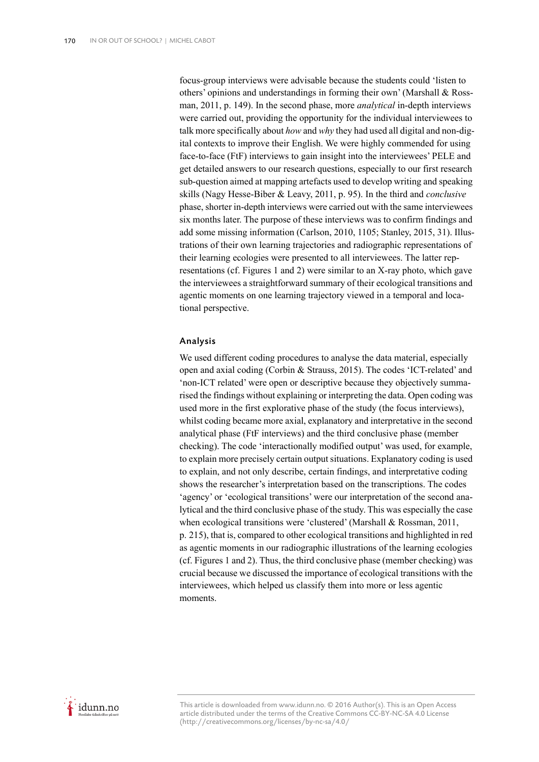focus-group interviews were advisable because the students could 'listen to others' opinions and understandings in forming their own' (Marshall & Rossman, 2011, p. 149). In the second phase, more *analytical* in-depth interviews were carried out, providing the opportunity for the individual interviewees to talk more specifically about *how* and *why* they had used all digital and non-digital contexts to improve their English. We were highly commended for using face-to-face (FtF) interviews to gain insight into the interviewees' PELE and get detailed answers to our research questions, especially to our first research sub-question aimed at mapping artefacts used to develop writing and speaking skills (Nagy Hesse-Biber & Leavy, 2011, p. 95). In the third and *conclusive* phase, shorter in-depth interviews were carried out with the same interviewees six months later. The purpose of these interviews was to confirm findings and add some missing information (Carlson, 2010, 1105; Stanley, 2015, 31). Illustrations of their own learning trajectories and radiographic representations of their learning ecologies were presented to all interviewees. The latter representations (cf. Figures 1 and 2) were similar to an X-ray photo, which gave the interviewees a straightforward summary of their ecological transitions and agentic moments on one learning trajectory viewed in a temporal and locational perspective.

### Analysis

We used different coding procedures to analyse the data material, especially open and axial coding (Corbin & Strauss, 2015). The codes 'ICT-related' and 'non-ICT related' were open or descriptive because they objectively summarised the findings without explaining or interpreting the data. Open coding was used more in the first explorative phase of the study (the focus interviews), whilst coding became more axial, explanatory and interpretative in the second analytical phase (FtF interviews) and the third conclusive phase (member checking). The code 'interactionally modified output' was used, for example, to explain more precisely certain output situations. Explanatory coding is used to explain, and not only describe, certain findings, and interpretative coding shows the researcher's interpretation based on the transcriptions. The codes 'agency' or 'ecological transitions' were our interpretation of the second analytical and the third conclusive phase of the study. This was especially the case when ecological transitions were 'clustered' (Marshall & Rossman, 2011, p. 215), that is, compared to other ecological transitions and highlighted in red as agentic moments in our radiographic illustrations of the learning ecologies (cf. Figures 1 and 2). Thus, the third conclusive phase (member checking) was crucial because we discussed the importance of ecological transitions with the interviewees, which helped us classify them into more or less agentic moments.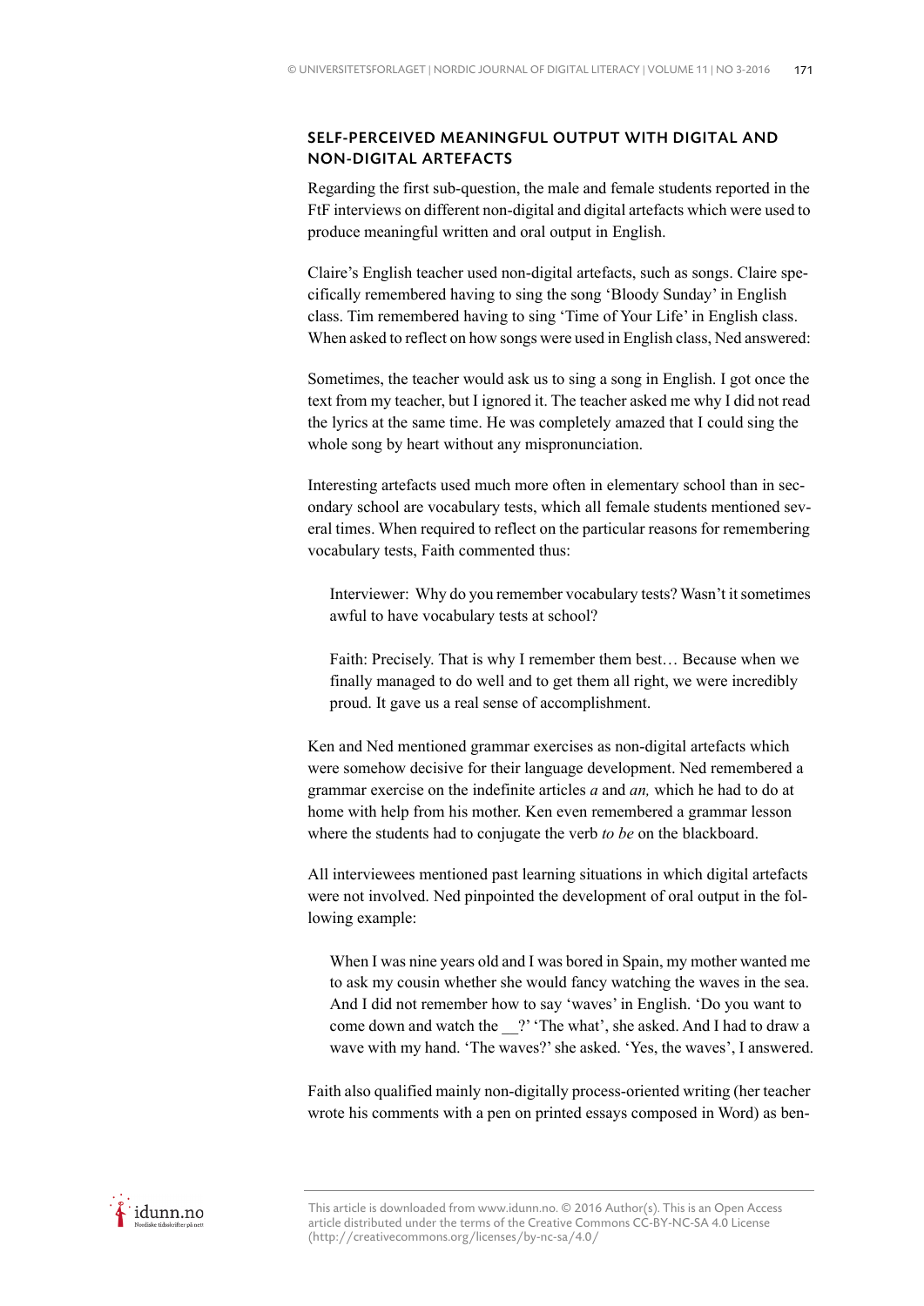### SELF-PERCEIVED MEANINGFUL OUTPUT WITH DIGITAL AND NON-DIGITAL ARTEFACTS

Regarding the first sub-question, the male and female students reported in the FtF interviews on different non-digital and digital artefacts which were used to produce meaningful written and oral output in English.

Claire's English teacher used non-digital artefacts, such as songs. Claire specifically remembered having to sing the song 'Bloody Sunday' in English class. Tim remembered having to sing 'Time of Your Life' in English class. When asked to reflect on how songs were used in English class, Ned answered:

Sometimes, the teacher would ask us to sing a song in English. I got once the text from my teacher, but I ignored it. The teacher asked me why I did not read the lyrics at the same time. He was completely amazed that I could sing the whole song by heart without any mispronunciation.

Interesting artefacts used much more often in elementary school than in secondary school are vocabulary tests, which all female students mentioned several times. When required to reflect on the particular reasons for remembering vocabulary tests, Faith commented thus:

> Interviewer: Why do you remember vocabulary tests? Wasn't it sometimes awful to have vocabulary tests at school?
>
> Faith: Precisely. That is why I remember them best… Because when we finally managed to do well and to get them all right, we were incredibly proud. It gave us a real sense of accomplishment.

Ken and Ned mentioned grammar exercises as non-digital artefacts which were somehow decisive for their language development. Ned remembered a grammar exercise on the indefinite articles *a* and *an,* which he had to do at home with help from his mother. Ken even remembered a grammar lesson where the students had to conjugate the verb *to be* on the blackboard.

All interviewees mentioned past learning situations in which digital artefacts were not involved. Ned pinpointed the development of oral output in the following example:

> When I was nine years old and I was bored in Spain, my mother wanted me to ask my cousin whether she would fancy watching the waves in the sea. And I did not remember how to say 'waves' in English. 'Do you want to come down and watch the __?' 'The what', she asked. And I had to draw a wave with my hand. 'The waves?' she asked. 'Yes, the waves', I answered.

Faith also qualified mainly non-digitally process-oriented writing (her teacher wrote his comments with a pen on printed essays composed in Word) as ben-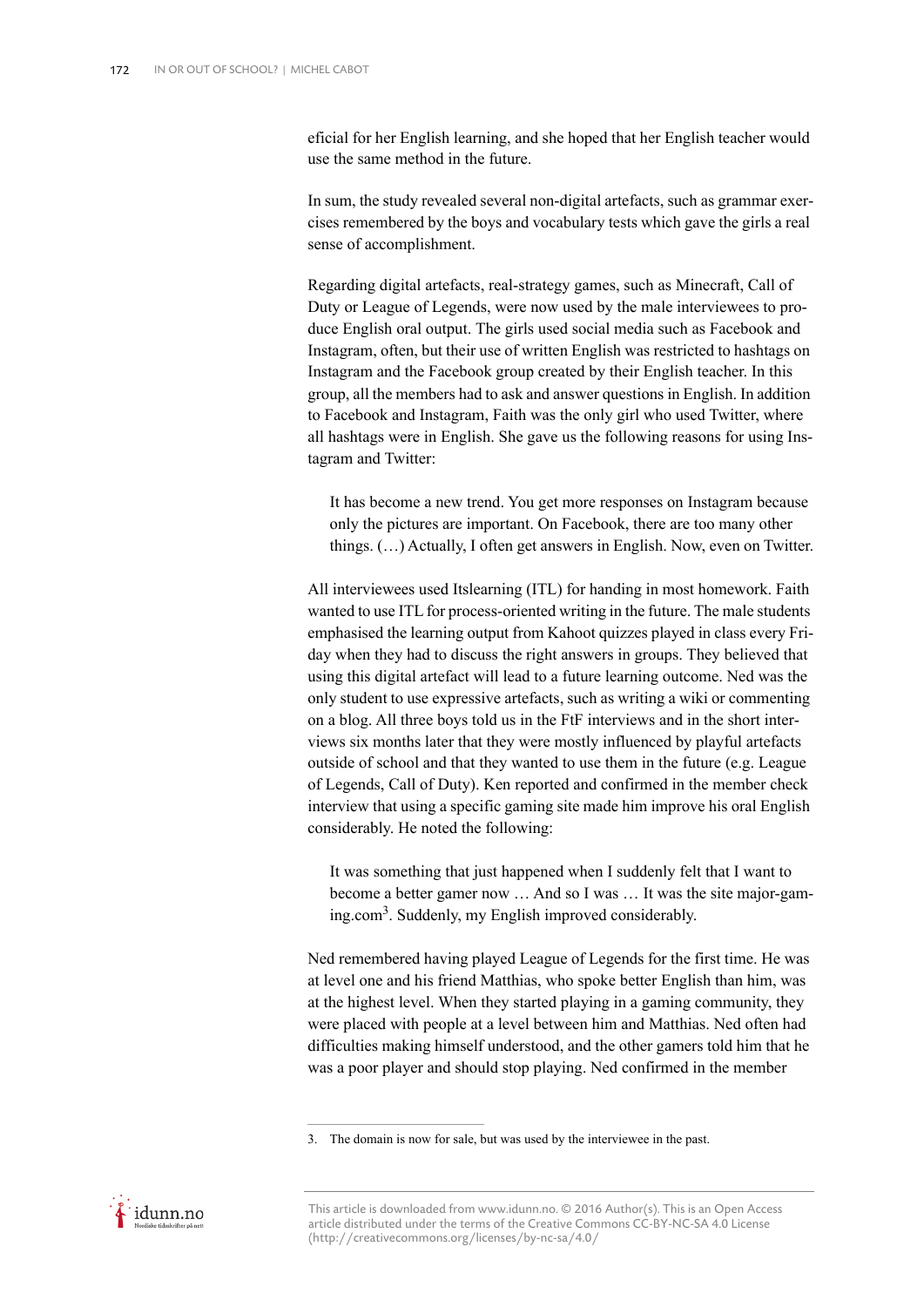eficial for her English learning, and she hoped that her English teacher would use the same method in the future.

In sum, the study revealed several non-digital artefacts, such as grammar exercises remembered by the boys and vocabulary tests which gave the girls a real sense of accomplishment.

Regarding digital artefacts, real-strategy games, such as Minecraft, Call of Duty or League of Legends, were now used by the male interviewees to produce English oral output. The girls used social media such as Facebook and Instagram, often, but their use of written English was restricted to hashtags on Instagram and the Facebook group created by their English teacher. In this group, all the members had to ask and answer questions in English. In addition to Facebook and Instagram, Faith was the only girl who used Twitter, where all hashtags were in English. She gave us the following reasons for using Instagram and Twitter:

> It has become a new trend. You get more responses on Instagram because only the pictures are important. On Facebook, there are too many other things. (…) Actually, I often get answers in English. Now, even on Twitter.

All interviewees used Itslearning (ITL) for handing in most homework. Faith wanted to use ITL for process-oriented writing in the future. The male students emphasised the learning output from Kahoot quizzes played in class every Friday when they had to discuss the right answers in groups. They believed that using this digital artefact will lead to a future learning outcome. Ned was the only student to use expressive artefacts, such as writing a wiki or commenting on a blog. All three boys told us in the FtF interviews and in the short interviews six months later that they were mostly influenced by playful artefacts outside of school and that they wanted to use them in the future (e.g. League of Legends, Call of Duty). Ken reported and confirmed in the member check interview that using a specific gaming site made him improve his oral English considerably. He noted the following:

> It was something that just happened when I suddenly felt that I want to become a better gamer now … And so I was … It was the site major-gaming.com[3]. Suddenly, my English improved considerably.

Ned remembered having played League of Legends for the first time. He was at level one and his friend Matthias, who spoke better English than him, was at the highest level. When they started playing in a gaming community, they were placed with people at a level between him and Matthias. Ned often had difficulties making himself understood, and the other gamers told him that he was a poor player and should stop playing. Ned confirmed in the member

---

3. The domain is now for sale, but was used by the interviewee in the past.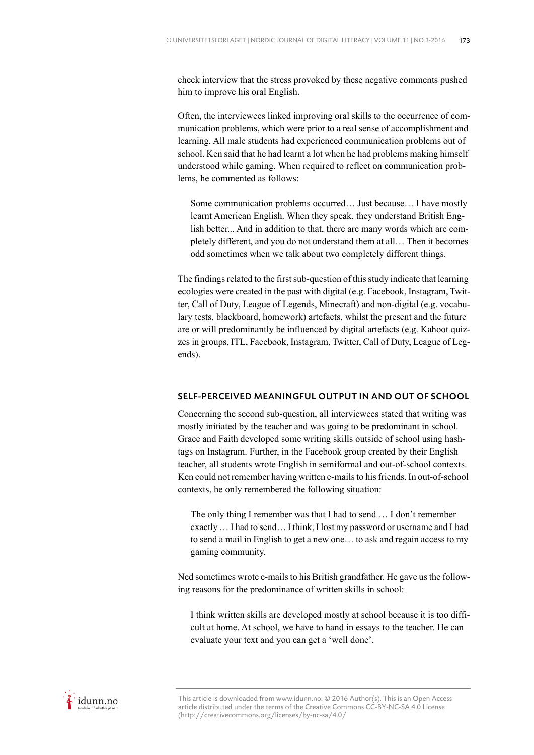check interview that the stress provoked by these negative comments pushed him to improve his oral English.

Often, the interviewees linked improving oral skills to the occurrence of communication problems, which were prior to a real sense of accomplishment and learning. All male students had experienced communication problems out of school. Ken said that he had learnt a lot when he had problems making himself understood while gaming. When required to reflect on communication problems, he commented as follows:

> Some communication problems occurred… Just because… I have mostly learnt American English. When they speak, they understand British English better... And in addition to that, there are many words which are completely different, and you do not understand them at all… Then it becomes odd sometimes when we talk about two completely different things.

The findings related to the first sub-question of this study indicate that learning ecologies were created in the past with digital (e.g. Facebook, Instagram, Twitter, Call of Duty, League of Legends, Minecraft) and non-digital (e.g. vocabulary tests, blackboard, homework) artefacts, whilst the present and the future are or will predominantly be influenced by digital artefacts (e.g. Kahoot quizzes in groups, ITL, Facebook, Instagram, Twitter, Call of Duty, League of Legends).

## SELF-PERCEIVED MEANINGFUL OUTPUT IN AND OUT OF SCHOOL

Concerning the second sub-question, all interviewees stated that writing was mostly initiated by the teacher and was going to be predominant in school. Grace and Faith developed some writing skills outside of school using hashtags on Instagram. Further, in the Facebook group created by their English teacher, all students wrote English in semiformal and out-of-school contexts. Ken could not remember having written e-mails to his friends. In out-of-school contexts, he only remembered the following situation:

> The only thing I remember was that I had to send … I don't remember exactly … I had to send… I think, I lost my password or username and I had to send a mail in English to get a new one… to ask and regain access to my gaming community.

Ned sometimes wrote e-mails to his British grandfather. He gave us the following reasons for the predominance of written skills in school:

> I think written skills are developed mostly at school because it is too difficult at home. At school, we have to hand in essays to the teacher. He can evaluate your text and you can get a 'well done'.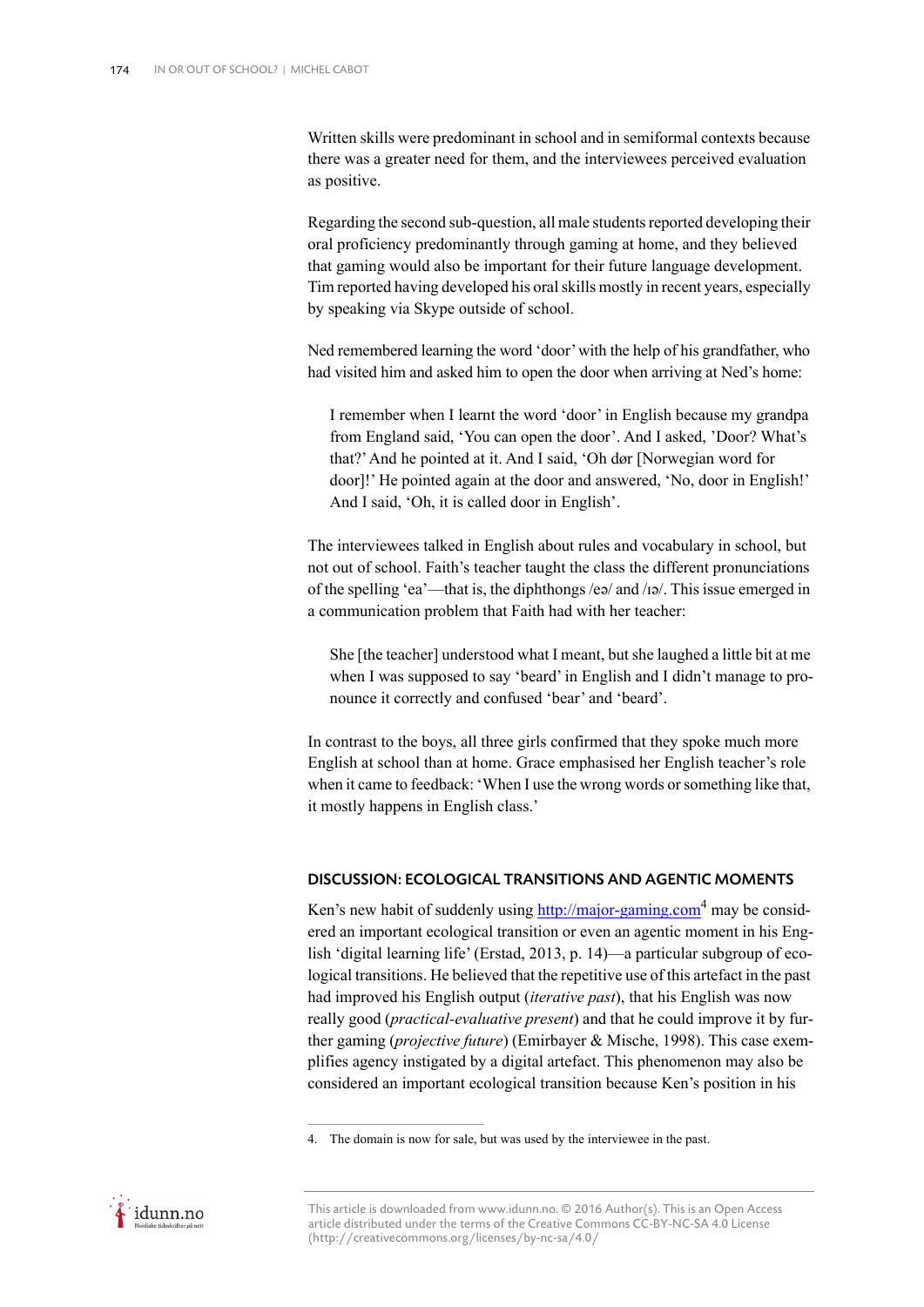Written skills were predominant in school and in semiformal contexts because there was a greater need for them, and the interviewees perceived evaluation as positive.

Regarding the second sub-question, all male students reported developing their oral proficiency predominantly through gaming at home, and they believed that gaming would also be important for their future language development. Tim reported having developed his oral skills mostly in recent years, especially by speaking via Skype outside of school.

Ned remembered learning the word 'door' with the help of his grandfather, who had visited him and asked him to open the door when arriving at Ned's home:

> I remember when I learnt the word 'door' in English because my grandpa from England said, 'You can open the door'. And I asked, 'Door? What's that?' And he pointed at it. And I said, 'Oh dør [Norwegian word for door]!' He pointed again at the door and answered, 'No, door in English!' And I said, 'Oh, it is called door in English'.

The interviewees talked in English about rules and vocabulary in school, but not out of school. Faith's teacher taught the class the different pronunciations of the spelling 'ea'—that is, the diphthongs /eə/ and /ɪə/. This issue emerged in a communication problem that Faith had with her teacher:

> She [the teacher] understood what I meant, but she laughed a little bit at me when I was supposed to say 'beard' in English and I didn't manage to pronounce it correctly and confused 'bear' and 'beard'.

In contrast to the boys, all three girls confirmed that they spoke much more English at school than at home. Grace emphasised her English teacher's role when it came to feedback: 'When I use the wrong words or something like that, it mostly happens in English class.'

## DISCUSSION: ECOLOGICAL TRANSITIONS AND AGENTIC MOMENTS

Ken's new habit of suddenly using http://major-gaming.com[4] may be considered an important ecological transition or even an agentic moment in his English 'digital learning life' (Erstad, 2013, p. 14)—a particular subgroup of ecological transitions. He believed that the repetitive use of this artefact in the past had improved his English output (*iterative past*), that his English was now really good (*practical-evaluative present*) and that he could improve it by further gaming (*projective future*) (Emirbayer & Mische, 1998). This case exemplifies agency instigated by a digital artefact. This phenomenon may also be considered an important ecological transition because Ken's position in his

4. The domain is now for sale, but was used by the interviewee in the past.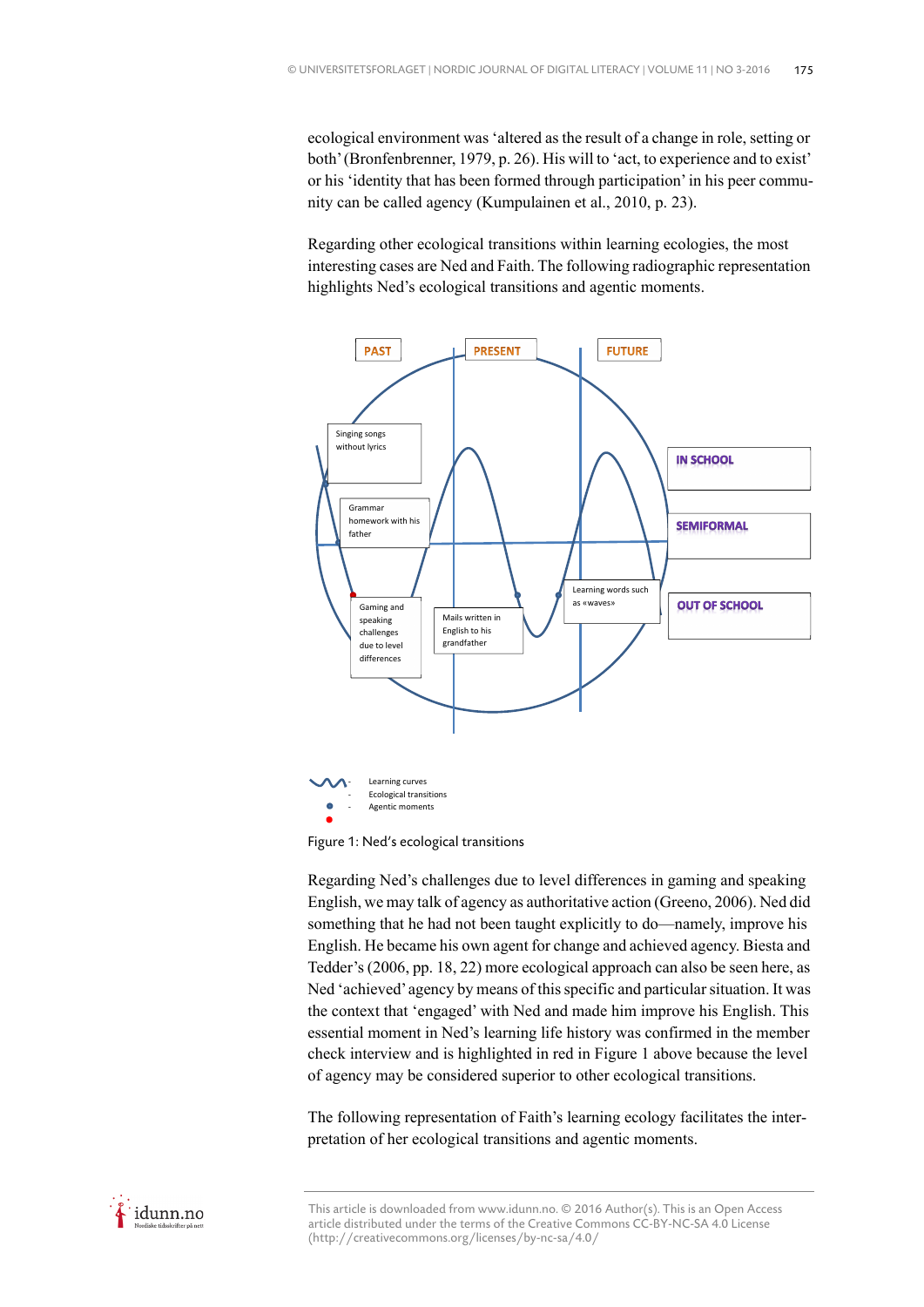ecological environment was 'altered as the result of a change in role, setting or both' (Bronfenbrenner, 1979, p. 26). His will to 'act, to experience and to exist' or his 'identity that has been formed through participation' in his peer community can be called agency (Kumpulainen et al., 2010, p. 23).

Regarding other ecological transitions within learning ecologies, the most interesting cases are Ned and Faith. The following radiographic representation highlights Ned's ecological transitions and agentic moments.

PAST | PRESENT | FUTURE

IN SCHOOL

SEMIFORMAL

OUT OF SCHOOL

Singing songs without lyrics

Grammar homework with his father

Gaming and speaking challenges due to level differences

Mails written in English to his grandfather

Learning words such as «waves»

- Learning curves
- Ecological transitions
- Agentic moments

Figure 1: Ned's ecological transitions

Regarding Ned's challenges due to level differences in gaming and speaking English, we may talk of agency as authoritative action (Greeno, 2006). Ned did something that he had not been taught explicitly to do—namely, improve his English. He became his own agent for change and achieved agency. Biesta and Tedder's (2006, pp. 18, 22) more ecological approach can also be seen here, as Ned 'achieved' agency by means of this specific and particular situation. It was the context that 'engaged' with Ned and made him improve his English. This essential moment in Ned's learning life history was confirmed in the member check interview and is highlighted in red in Figure 1 above because the level of agency may be considered superior to other ecological transitions.

The following representation of Faith's learning ecology facilitates the interpretation of her ecological transitions and agentic moments.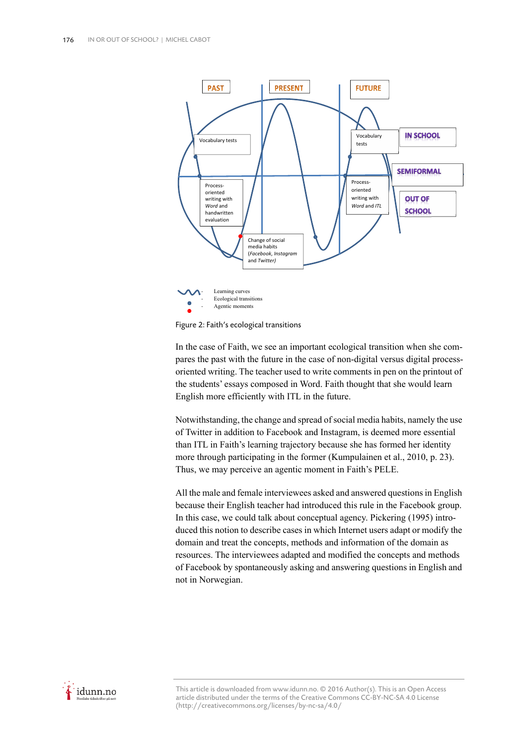PAST

PRESENT

FUTURE

Vocabulary tests

Vocabulary tests

IN SCHOOL

SEMIFORMAL

Process-oriented writing with *Word* and handwritten evaluation

Process-oriented writing with *Word* and *ITL*

OUT OF SCHOOL

Change of social media habits (*Facebook*, *Instagram* and *Twitter*)

- Learning curves
- Ecological transitions
- Agentic moments

Figure 2: Faith's ecological transitions

In the case of Faith, we see an important ecological transition when she compares the past with the future in the case of non-digital versus digital process-oriented writing. The teacher used to write comments in pen on the printout of the students' essays composed in Word. Faith thought that she would learn English more efficiently with ITL in the future.

Notwithstanding, the change and spread of social media habits, namely the use of Twitter in addition to Facebook and Instagram, is deemed more essential than ITL in Faith's learning trajectory because she has formed her identity more through participating in the former (Kumpulainen et al., 2010, p. 23). Thus, we may perceive an agentic moment in Faith's PELE.

All the male and female interviewees asked and answered questions in English because their English teacher had introduced this rule in the Facebook group. In this case, we could talk about conceptual agency. Pickering (1995) introduced this notion to describe cases in which Internet users adapt or modify the domain and treat the concepts, methods and information of the domain as resources. The interviewees adapted and modified the concepts and methods of Facebook by spontaneously asking and answering questions in English and not in Norwegian.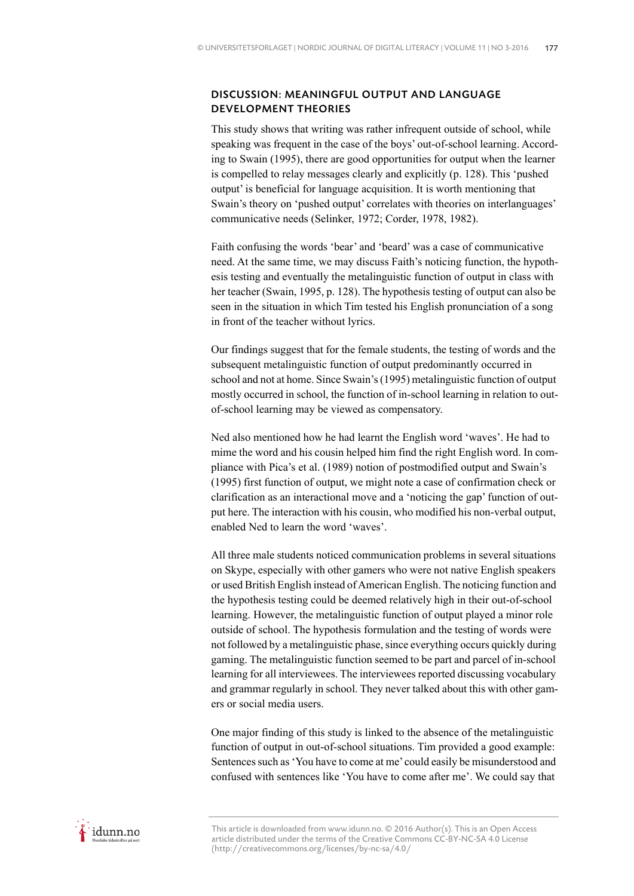## DISCUSSION: MEANINGFUL OUTPUT AND LANGUAGE DEVELOPMENT THEORIES

This study shows that writing was rather infrequent outside of school, while speaking was frequent in the case of the boys' out-of-school learning. According to Swain (1995), there are good opportunities for output when the learner is compelled to relay messages clearly and explicitly (p. 128). This 'pushed output' is beneficial for language acquisition. It is worth mentioning that Swain's theory on 'pushed output' correlates with theories on interlanguages' communicative needs (Selinker, 1972; Corder, 1978, 1982).

Faith confusing the words 'bear' and 'beard' was a case of communicative need. At the same time, we may discuss Faith's noticing function, the hypothesis testing and eventually the metalinguistic function of output in class with her teacher (Swain, 1995, p. 128). The hypothesis testing of output can also be seen in the situation in which Tim tested his English pronunciation of a song in front of the teacher without lyrics.

Our findings suggest that for the female students, the testing of words and the subsequent metalinguistic function of output predominantly occurred in school and not at home. Since Swain's (1995) metalinguistic function of output mostly occurred in school, the function of in-school learning in relation to out-of-school learning may be viewed as compensatory.

Ned also mentioned how he had learnt the English word 'waves'. He had to mime the word and his cousin helped him find the right English word. In compliance with Pica's et al. (1989) notion of postmodified output and Swain's (1995) first function of output, we might note a case of confirmation check or clarification as an interactional move and a 'noticing the gap' function of output here. The interaction with his cousin, who modified his non-verbal output, enabled Ned to learn the word 'waves'.

All three male students noticed communication problems in several situations on Skype, especially with other gamers who were not native English speakers or used British English instead of American English. The noticing function and the hypothesis testing could be deemed relatively high in their out-of-school learning. However, the metalinguistic function of output played a minor role outside of school. The hypothesis formulation and the testing of words were not followed by a metalinguistic phase, since everything occurs quickly during gaming. The metalinguistic function seemed to be part and parcel of in-school learning for all interviewees. The interviewees reported discussing vocabulary and grammar regularly in school. They never talked about this with other gamers or social media users.

One major finding of this study is linked to the absence of the metalinguistic function of output in out-of-school situations. Tim provided a good example: Sentences such as 'You have to come at me' could easily be misunderstood and confused with sentences like 'You have to come after me'. We could say that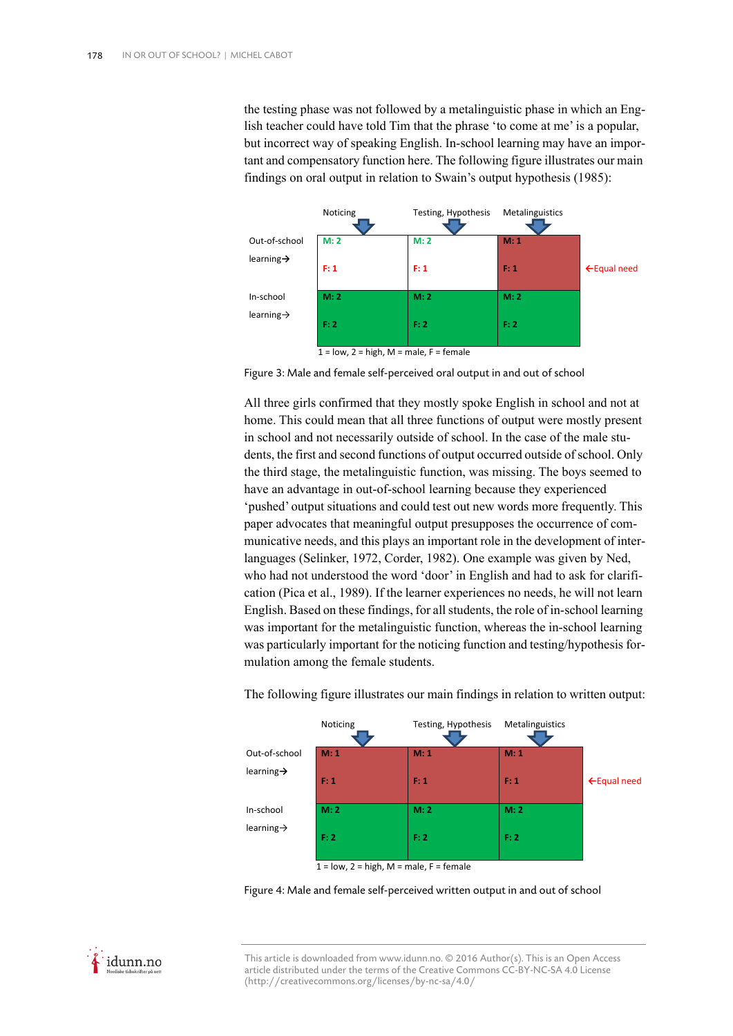the testing phase was not followed by a metalinguistic phase in which an English teacher could have told Tim that the phrase 'to come at me' is a popular, but incorrect way of speaking English. In-school learning may have an important and compensatory function here. The following figure illustrates our main findings on oral output in relation to Swain's output hypothesis (1985):

| | Noticing | Testing, Hypothesis | Metalinguistics | |
|---|---|---|---|---|
| Out-of-school learning→ | M: 2<br>F: 1 | M: 2<br>F: 1 | M: 1<br>F: 1 | ←Equal need |
| In-school learning→ | M: 2<br>F: 2 | M: 2<br>F: 2 | M: 2<br>F: 2 | |

1 = low, 2 = high, M = male, F = female

Figure 3: Male and female self-perceived oral output in and out of school

All three girls confirmed that they mostly spoke English in school and not at home. This could mean that all three functions of output were mostly present in school and not necessarily outside of school. In the case of the male students, the first and second functions of output occurred outside of school. Only the third stage, the metalinguistic function, was missing. The boys seemed to have an advantage in out-of-school learning because they experienced 'pushed' output situations and could test out new words more frequently. This paper advocates that meaningful output presupposes the occurrence of communicative needs, and this plays an important role in the development of interlanguages (Selinker, 1972, Corder, 1982). One example was given by Ned, who had not understood the word 'door' in English and had to ask for clarification (Pica et al., 1989). If the learner experiences no needs, he will not learn English. Based on these findings, for all students, the role of in-school learning was important for the metalinguistic function, whereas the in-school learning was particularly important for the noticing function and testing/hypothesis formulation among the female students.

The following figure illustrates our main findings in relation to written output:

| | Noticing | Testing, Hypothesis | Metalinguistics | |
|---|---|---|---|---|
| Out-of-school learning→ | M: 1<br>F: 1 | M: 1<br>F: 1 | M: 1<br>F: 1 | ←Equal need |
| In-school learning→ | M: 2<br>F: 2 | M: 2<br>F: 2 | M: 2<br>F: 2 | |

1 = low, 2 = high, M = male, F = female

Figure 4: Male and female self-perceived written output in and out of school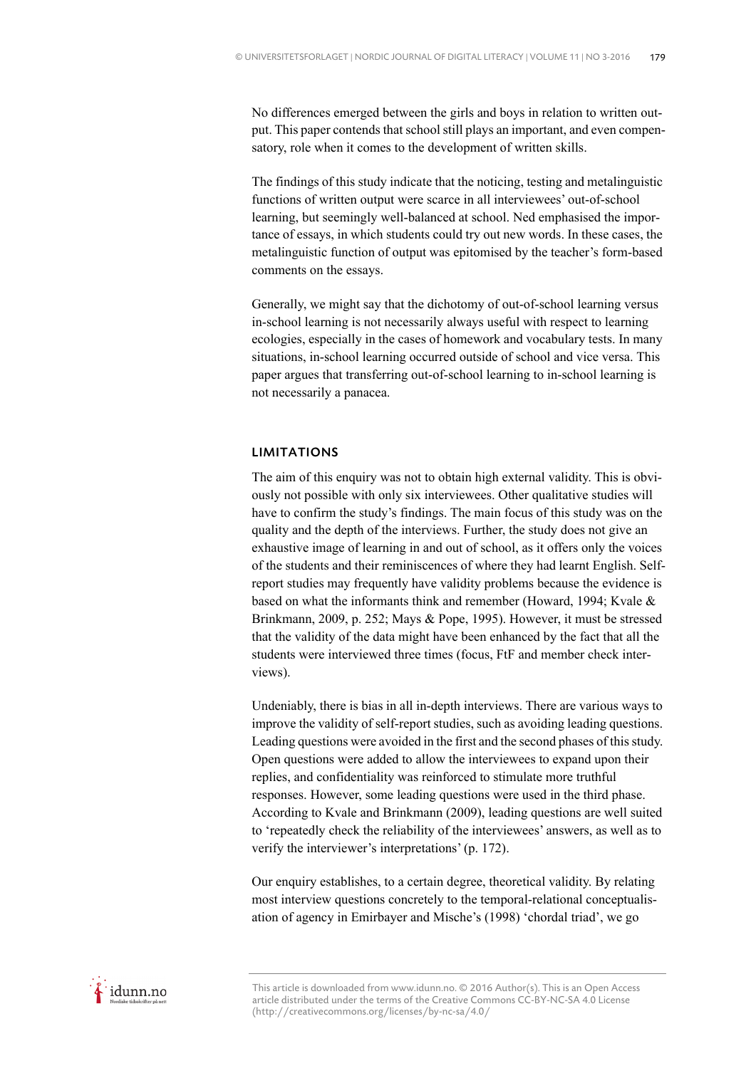No differences emerged between the girls and boys in relation to written output. This paper contends that school still plays an important, and even compensatory, role when it comes to the development of written skills.

The findings of this study indicate that the noticing, testing and metalinguistic functions of written output were scarce in all interviewees' out-of-school learning, but seemingly well-balanced at school. Ned emphasised the importance of essays, in which students could try out new words. In these cases, the metalinguistic function of output was epitomised by the teacher's form-based comments on the essays.

Generally, we might say that the dichotomy of out-of-school learning versus in-school learning is not necessarily always useful with respect to learning ecologies, especially in the cases of homework and vocabulary tests. In many situations, in-school learning occurred outside of school and vice versa. This paper argues that transferring out-of-school learning to in-school learning is not necessarily a panacea.

## LIMITATIONS

The aim of this enquiry was not to obtain high external validity. This is obviously not possible with only six interviewees. Other qualitative studies will have to confirm the study's findings. The main focus of this study was on the quality and the depth of the interviews. Further, the study does not give an exhaustive image of learning in and out of school, as it offers only the voices of the students and their reminiscences of where they had learnt English. Self-report studies may frequently have validity problems because the evidence is based on what the informants think and remember (Howard, 1994; Kvale & Brinkmann, 2009, p. 252; Mays & Pope, 1995). However, it must be stressed that the validity of the data might have been enhanced by the fact that all the students were interviewed three times (focus, FtF and member check interviews).

Undeniably, there is bias in all in-depth interviews. There are various ways to improve the validity of self-report studies, such as avoiding leading questions. Leading questions were avoided in the first and the second phases of this study. Open questions were added to allow the interviewees to expand upon their replies, and confidentiality was reinforced to stimulate more truthful responses. However, some leading questions were used in the third phase. According to Kvale and Brinkmann (2009), leading questions are well suited to 'repeatedly check the reliability of the interviewees' answers, as well as to verify the interviewer's interpretations' (p. 172).

Our enquiry establishes, to a certain degree, theoretical validity. By relating most interview questions concretely to the temporal-relational conceptualisation of agency in Emirbayer and Mische's (1998) 'chordal triad', we go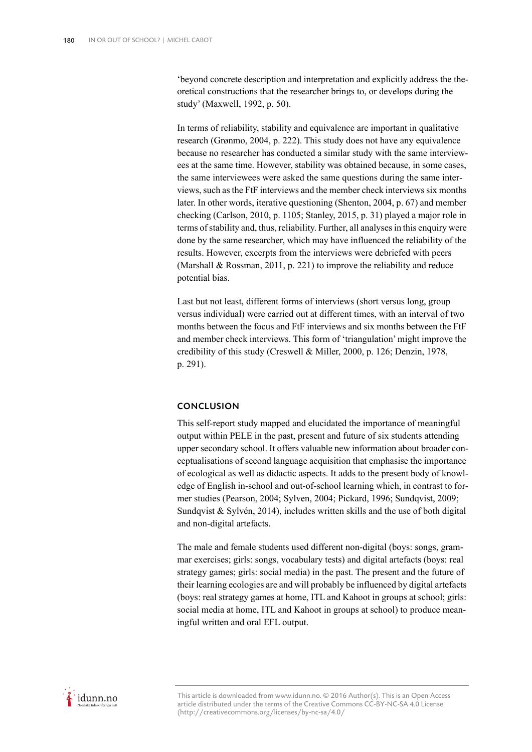'beyond concrete description and interpretation and explicitly address the theoretical constructions that the researcher brings to, or develops during the study' (Maxwell, 1992, p. 50).

In terms of reliability, stability and equivalence are important in qualitative research (Grønmo, 2004, p. 222). This study does not have any equivalence because no researcher has conducted a similar study with the same interviewees at the same time. However, stability was obtained because, in some cases, the same interviewees were asked the same questions during the same interviews, such as the FtF interviews and the member check interviews six months later. In other words, iterative questioning (Shenton, 2004, p. 67) and member checking (Carlson, 2010, p. 1105; Stanley, 2015, p. 31) played a major role in terms of stability and, thus, reliability. Further, all analyses in this enquiry were done by the same researcher, which may have influenced the reliability of the results. However, excerpts from the interviews were debriefed with peers (Marshall & Rossman, 2011, p. 221) to improve the reliability and reduce potential bias.

Last but not least, different forms of interviews (short versus long, group versus individual) were carried out at different times, with an interval of two months between the focus and FtF interviews and six months between the FtF and member check interviews. This form of 'triangulation' might improve the credibility of this study (Creswell & Miller, 2000, p. 126; Denzin, 1978, p. 291).

## CONCLUSION

This self-report study mapped and elucidated the importance of meaningful output within PELE in the past, present and future of six students attending upper secondary school. It offers valuable new information about broader conceptualisations of second language acquisition that emphasise the importance of ecological as well as didactic aspects. It adds to the present body of knowledge of English in-school and out-of-school learning which, in contrast to former studies (Pearson, 2004; Sylven, 2004; Pickard, 1996; Sundqvist, 2009; Sundqvist & Sylvén, 2014), includes written skills and the use of both digital and non-digital artefacts.

The male and female students used different non-digital (boys: songs, grammar exercises; girls: songs, vocabulary tests) and digital artefacts (boys: real strategy games; girls: social media) in the past. The present and the future of their learning ecologies are and will probably be influenced by digital artefacts (boys: real strategy games at home, ITL and Kahoot in groups at school; girls: social media at home, ITL and Kahoot in groups at school) to produce meaningful written and oral EFL output.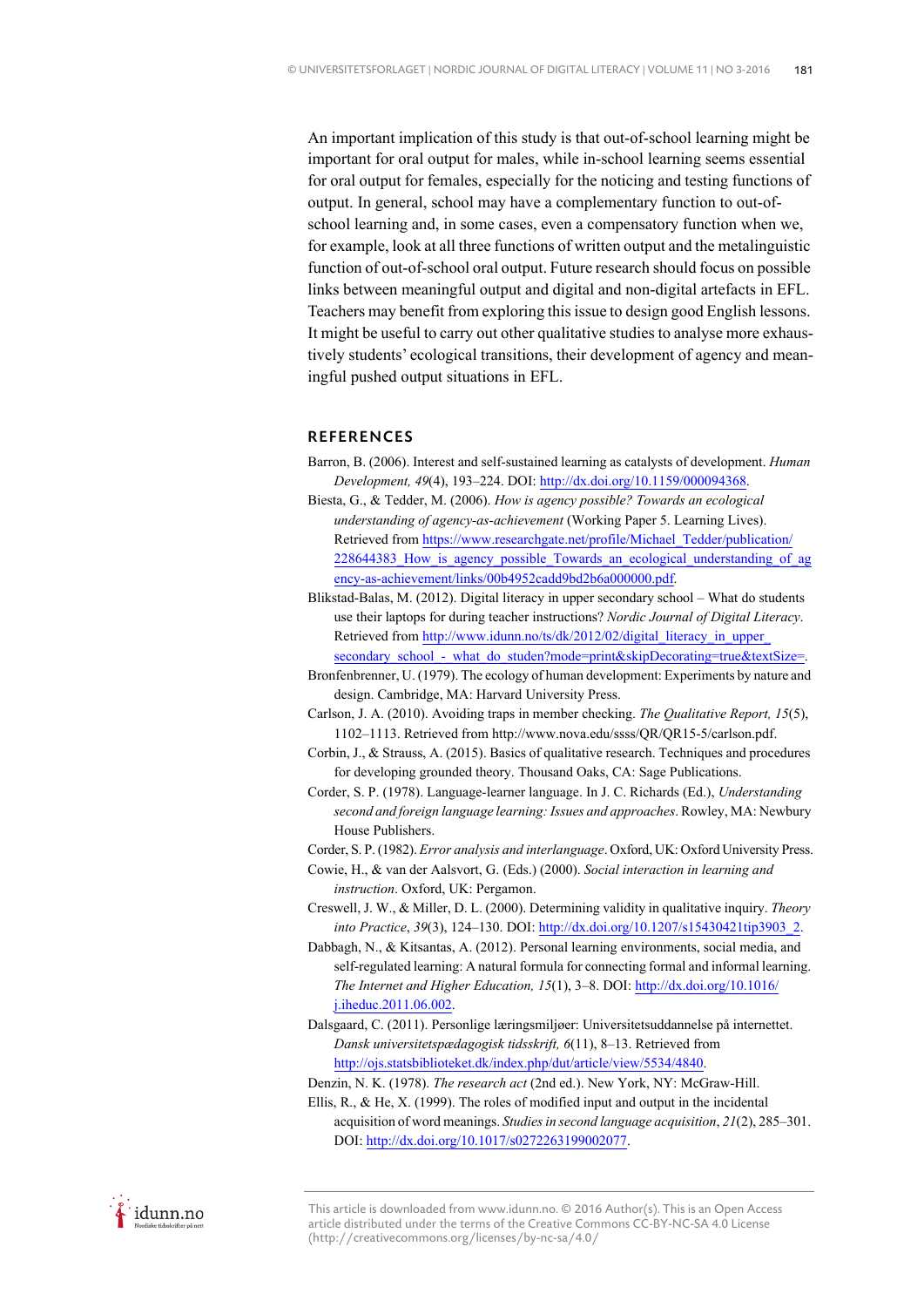An important implication of this study is that out-of-school learning might be important for oral output for males, while in-school learning seems essential for oral output for females, especially for the noticing and testing functions of output. In general, school may have a complementary function to out-of-school learning and, in some cases, even a compensatory function when we, for example, look at all three functions of written output and the metalinguistic function of out-of-school oral output. Future research should focus on possible links between meaningful output and digital and non-digital artefacts in EFL. Teachers may benefit from exploring this issue to design good English lessons. It might be useful to carry out other qualitative studies to analyse more exhaustively students' ecological transitions, their development of agency and meaningful pushed output situations in EFL.

## REFERENCES

Barron, B. (2006). Interest and self-sustained learning as catalysts of development. *Human Development, 49*(4), 193–224. DOI: http://dx.doi.org/10.1159/000094368.

Biesta, G., & Tedder, M. (2006). *How is agency possible? Towards an ecological understanding of agency-as-achievement* (Working Paper 5. Learning Lives). Retrieved from https://www.researchgate.net/profile/Michael_Tedder/publication/228644383_How_is_agency_possible_Towards_an_ecological_understanding_of_agency-as-achievement/links/00b4952cadd9bd2b6a000000.pdf.

Blikstad-Balas, M. (2012). Digital literacy in upper secondary school – What do students use their laptops for during teacher instructions? *Nordic Journal of Digital Literacy*. Retrieved from http://www.idunn.no/ts/dk/2012/02/digital_literacy_in_upper_secondary_school_-_what_do_studen?mode=print&skipDecorating=true&textSize=.

Bronfenbrenner, U. (1979). The ecology of human development: Experiments by nature and design. Cambridge, MA: Harvard University Press.

Carlson, J. A. (2010). Avoiding traps in member checking. *The Qualitative Report, 15*(5), 1102–1113. Retrieved from http://www.nova.edu/ssss/QR/QR15-5/carlson.pdf.

Corbin, J., & Strauss, A. (2015). Basics of qualitative research. Techniques and procedures for developing grounded theory. Thousand Oaks, CA: Sage Publications.

Corder, S. P. (1978). Language-learner language. In J. C. Richards (Ed.), *Understanding second and foreign language learning: Issues and approaches*. Rowley, MA: Newbury House Publishers.

Corder, S. P. (1982). *Error analysis and interlanguage*. Oxford, UK: Oxford University Press.

Cowie, H., & van der Aalsvort, G. (Eds.) (2000). *Social interaction in learning and instruction*. Oxford, UK: Pergamon.

Creswell, J. W., & Miller, D. L. (2000). Determining validity in qualitative inquiry. *Theory into Practice*, *39*(3), 124–130. DOI: http://dx.doi.org/10.1207/s15430421tip3903_2.

Dabbagh, N., & Kitsantas, A. (2012). Personal learning environments, social media, and self-regulated learning: A natural formula for connecting formal and informal learning. *The Internet and Higher Education, 15*(1), 3–8. DOI: http://dx.doi.org/10.1016/j.iheduc.2011.06.002.

Dalsgaard, C. (2011). Personlige læringsmiljøer: Universitetsuddannelse på internettet. *Dansk universitetspædagogisk tidsskrift, 6*(11), 8–13. Retrieved from http://ojs.statsbiblioteket.dk/index.php/dut/article/view/5534/4840.

Denzin, N. K. (1978). *The research act* (2nd ed.). New York, NY: McGraw-Hill.

Ellis, R., & He, X. (1999). The roles of modified input and output in the incidental acquisition of word meanings. *Studies in second language acquisition*, *21*(2), 285–301. DOI: http://dx.doi.org/10.1017/s0272263199002077.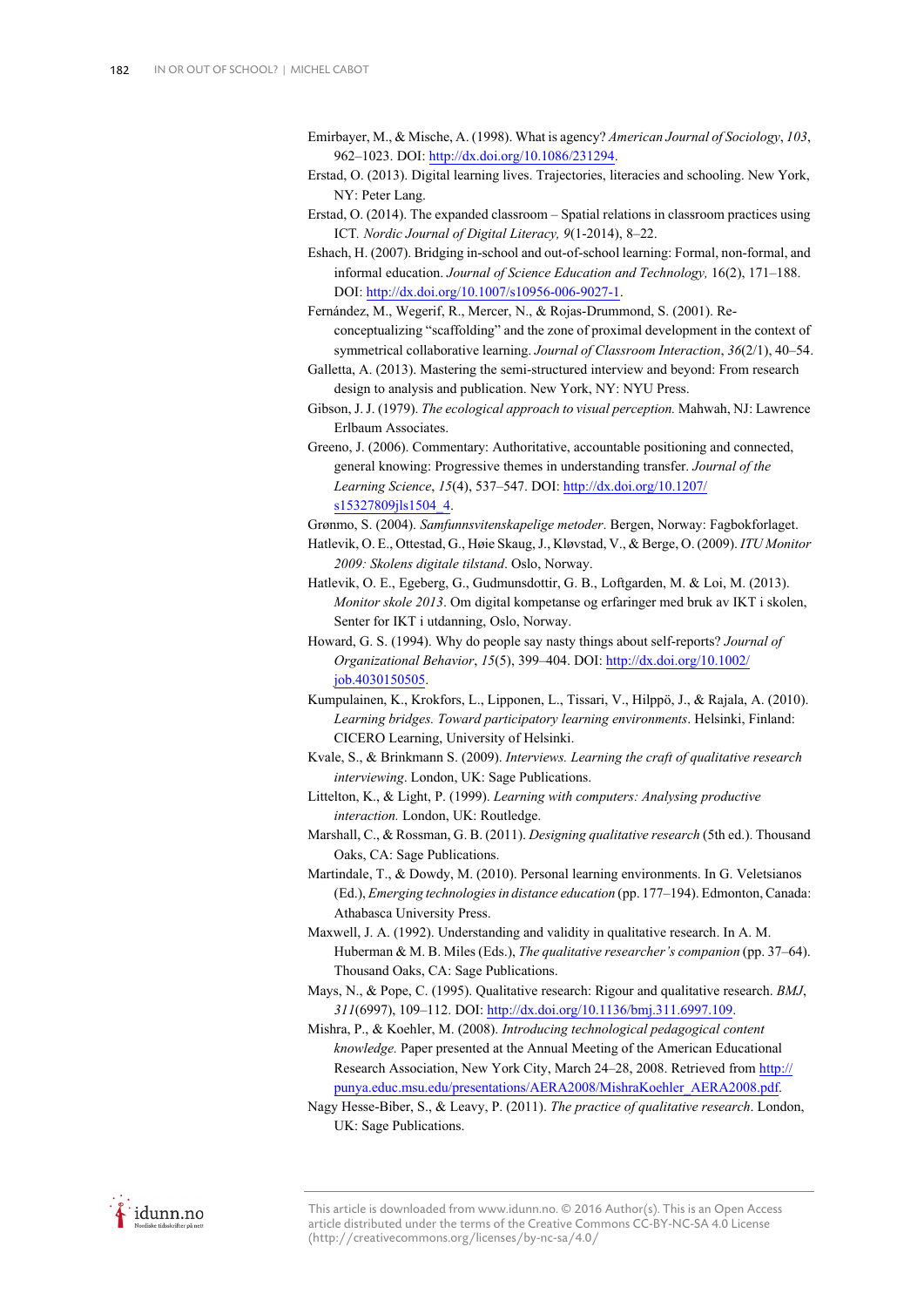Emirbayer, M., & Mische, A. (1998). What is agency? *American Journal of Sociology*, *103*, 962–1023. DOI: http://dx.doi.org/10.1086/231294.

Erstad, O. (2013). Digital learning lives. Trajectories, literacies and schooling. New York, NY: Peter Lang.

Erstad, O. (2014). The expanded classroom – Spatial relations in classroom practices using ICT. *Nordic Journal of Digital Literacy, 9*(1-2014), 8–22.

Eshach, H. (2007). Bridging in-school and out-of-school learning: Formal, non-formal, and informal education. *Journal of Science Education and Technology,* 16(2), 171–188. DOI: http://dx.doi.org/10.1007/s10956-006-9027-1.

Fernández, M., Wegerif, R., Mercer, N., & Rojas-Drummond, S. (2001). Re-conceptualizing "scaffolding" and the zone of proximal development in the context of symmetrical collaborative learning. *Journal of Classroom Interaction*, *36*(2/1), 40–54.

Galletta, A. (2013). Mastering the semi-structured interview and beyond: From research design to analysis and publication. New York, NY: NYU Press.

Gibson, J. J. (1979). *The ecological approach to visual perception.* Mahwah, NJ: Lawrence Erlbaum Associates.

Greeno, J. (2006). Commentary: Authoritative, accountable positioning and connected, general knowing: Progressive themes in understanding transfer. *Journal of the Learning Science*, *15*(4), 537–547. DOI: http://dx.doi.org/10.1207/s15327809jls1504_4.

Grønmo, S. (2004). *Samfunnsvitenskapelige metoder*. Bergen, Norway: Fagbokforlaget.

Hatlevik, O. E., Ottestad, G., Høie Skaug, J., Kløvstad, V., & Berge, O. (2009). *ITU Monitor 2009: Skolens digitale tilstand*. Oslo, Norway.

Hatlevik, O. E., Egeberg, G., Gudmundsdottir, G. B., Loftgarden, M. & Loi, M. (2013). *Monitor skole 2013*. Om digital kompetanse og erfaringer med bruk av IKT i skolen, Senter for IKT i utdanning, Oslo, Norway.

Howard, G. S. (1994). Why do people say nasty things about self-reports? *Journal of Organizational Behavior*, *15*(5), 399–404. DOI: http://dx.doi.org/10.1002/job.4030150505.

Kumpulainen, K., Krokfors, L., Lipponen, L., Tissari, V., Hilppö, J., & Rajala, A. (2010). *Learning bridges. Toward participatory learning environments*. Helsinki, Finland: CICERO Learning, University of Helsinki.

Kvale, S., & Brinkmann S. (2009). *Interviews. Learning the craft of qualitative research interviewing*. London, UK: Sage Publications.

Littelton, K., & Light, P. (1999). *Learning with computers: Analysing productive interaction.* London, UK: Routledge.

Marshall, C., & Rossman, G. B. (2011). *Designing qualitative research* (5th ed.). Thousand Oaks, CA: Sage Publications.

Martindale, T., & Dowdy, M. (2010). Personal learning environments. In G. Veletsianos (Ed.), *Emerging technologies in distance education* (pp. 177–194). Edmonton, Canada: Athabasca University Press.

Maxwell, J. A. (1992). Understanding and validity in qualitative research. In A. M. Huberman & M. B. Miles (Eds.), *The qualitative researcher's companion* (pp. 37–64). Thousand Oaks, CA: Sage Publications.

Mays, N., & Pope, C. (1995). Qualitative research: Rigour and qualitative research. *BMJ*, *311*(6997), 109–112. DOI: http://dx.doi.org/10.1136/bmj.311.6997.109.

Mishra, P., & Koehler, M. (2008). *Introducing technological pedagogical content knowledge.* Paper presented at the Annual Meeting of the American Educational Research Association, New York City, March 24–28, 2008. Retrieved from http://punya.educ.msu.edu/presentations/AERA2008/MishraKoehler_AERA2008.pdf.

Nagy Hesse-Biber, S., & Leavy, P. (2011). *The practice of qualitative research*. London, UK: Sage Publications.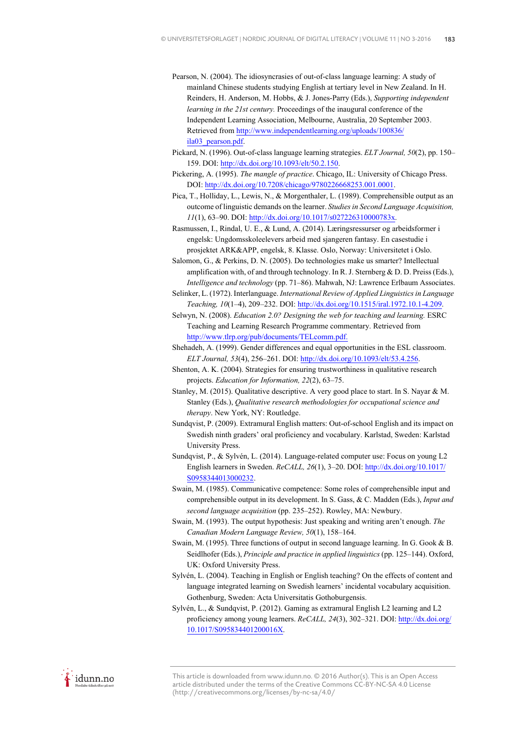Pearson, N. (2004). The idiosyncrasies of out-of-class language learning: A study of mainland Chinese students studying English at tertiary level in New Zealand. In H. Reinders, H. Anderson, M. Hobbs, & J. Jones-Parry (Eds.), *Supporting independent learning in the 21st century.* Proceedings of the inaugural conference of the Independent Learning Association, Melbourne, Australia, 20 September 2003. Retrieved from http://www.independentlearning.org/uploads/100836/ila03_pearson.pdf.

Pickard, N. (1996). Out-of-class language learning strategies. *ELT Journal, 50*(2), pp. 150–159. DOI: http://dx.doi.org/10.1093/elt/50.2.150.

Pickering, A. (1995). *The mangle of practice*. Chicago, IL: University of Chicago Press. DOI: http://dx.doi.org/10.7208/chicago/9780226668253.001.0001.

Pica, T., Holliday, L., Lewis, N., & Morgenthaler, L. (1989). Comprehensible output as an outcome of linguistic demands on the learner. *Studies in Second Language Acquisition, 11*(1), 63–90. DOI: http://dx.doi.org/10.1017/s027226310000783x.

Rasmussen, I., Rindal, U. E., & Lund, A. (2014). Læringsressurser og arbeidsformer i engelsk: Ungdomsskoleelevers arbeid med sjangeren fantasy. En casestudie i prosjektet ARK&APP, engelsk, 8. Klasse. Oslo, Norway: Universitetet i Oslo.

Salomon, G., & Perkins, D. N. (2005). Do technologies make us smarter? Intellectual amplification with, of and through technology. In R. J. Sternberg & D. D. Preiss (Eds.), *Intelligence and technology* (pp. 71–86). Mahwah, NJ: Lawrence Erlbaum Associates.

Selinker, L. (1972). Interlanguage. *International Review of Applied Linguistics in Language Teaching, 10*(1–4), 209–232. DOI: http://dx.doi.org/10.1515/iral.1972.10.1-4.209.

Selwyn, N. (2008). *Education 2.0? Designing the web for teaching and learning.* ESRC Teaching and Learning Research Programme commentary. Retrieved from http://www.tlrp.org/pub/documents/TELcomm.pdf.

Shehadeh, A. (1999). Gender differences and equal opportunities in the ESL classroom. *ELT Journal, 53*(4), 256–261. DOI: http://dx.doi.org/10.1093/elt/53.4.256.

Shenton, A. K. (2004). Strategies for ensuring trustworthiness in qualitative research projects. *Education for Information, 22*(2), 63–75.

Stanley, M. (2015). Qualitative descriptive. A very good place to start. In S. Nayar & M. Stanley (Eds.), *Qualitative research methodologies for occupational science and therapy*. New York, NY: Routledge.

Sundqvist, P. (2009). Extramural English matters: Out-of-school English and its impact on Swedish ninth graders' oral proficiency and vocabulary. Karlstad, Sweden: Karlstad University Press.

Sundqvist, P., & Sylvén, L. (2014). Language-related computer use: Focus on young L2 English learners in Sweden. *ReCALL, 26*(1), 3–20. DOI: http://dx.doi.org/10.1017/S0958344013000232.

Swain, M. (1985). Communicative competence: Some roles of comprehensible input and comprehensible output in its development. In S. Gass, & C. Madden (Eds.), *Input and second language acquisition* (pp. 235–252). Rowley, MA: Newbury.

Swain, M. (1993). The output hypothesis: Just speaking and writing aren't enough. *The Canadian Modern Language Review, 50*(1), 158–164.

Swain, M. (1995). Three functions of output in second language learning. In G. Gook & B. Seidlhofer (Eds.), *Principle and practice in applied linguistics* (pp. 125–144). Oxford, UK: Oxford University Press.

Sylvén, L. (2004). Teaching in English or English teaching? On the effects of content and language integrated learning on Swedish learners' incidental vocabulary acquisition. Gothenburg, Sweden: Acta Universitatis Gothoburgensis.

Sylvén, L., & Sundqvist, P. (2012). Gaming as extramural English L2 learning and L2 proficiency among young learners. *ReCALL, 24*(3), 302–321. DOI: http://dx.doi.org/10.1017/S095834401200016X.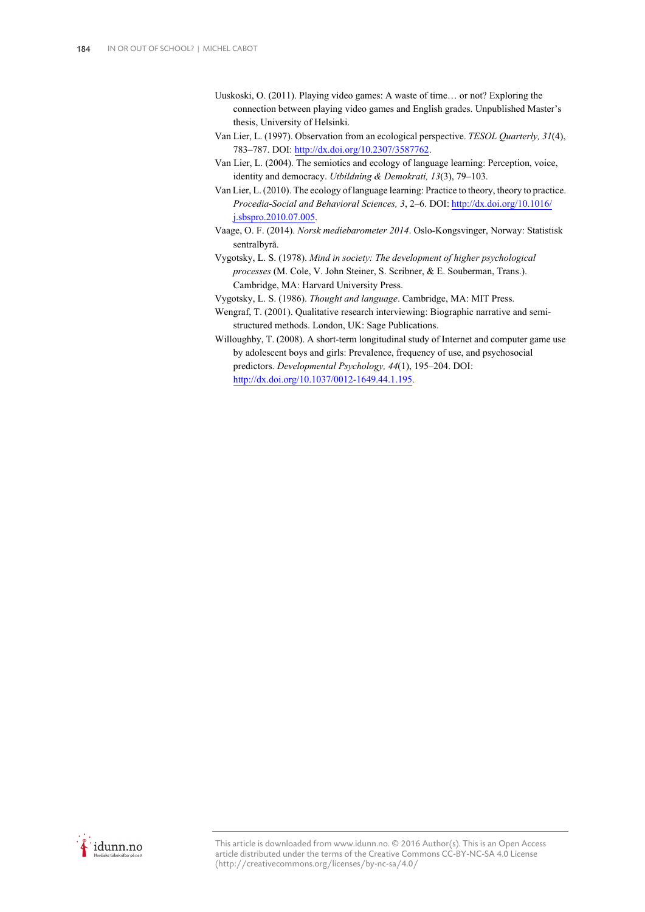Uuskoski, O. (2011). Playing video games: A waste of time… or not? Exploring the connection between playing video games and English grades. Unpublished Master's thesis, University of Helsinki.

Van Lier, L. (1997). Observation from an ecological perspective. *TESOL Quarterly, 31*(4), 783–787. DOI: http://dx.doi.org/10.2307/3587762.

Van Lier, L. (2004). The semiotics and ecology of language learning: Perception, voice, identity and democracy. *Utbildning & Demokrati, 13*(3), 79–103.

Van Lier, L. (2010). The ecology of language learning: Practice to theory, theory to practice. *Procedia-Social and Behavioral Sciences, 3*, 2–6. DOI: http://dx.doi.org/10.1016/j.sbspro.2010.07.005.

Vaage, O. F. (2014). *Norsk mediebarometer 2014*. Oslo-Kongsvinger, Norway: Statistisk sentralbyrå.

Vygotsky, L. S. (1978). *Mind in society: The development of higher psychological processes* (M. Cole, V. John Steiner, S. Scribner, & E. Souberman, Trans.). Cambridge, MA: Harvard University Press.

Vygotsky, L. S. (1986). *Thought and language*. Cambridge, MA: MIT Press.

Wengraf, T. (2001). Qualitative research interviewing: Biographic narrative and semi-structured methods. London, UK: Sage Publications.

Willoughby, T. (2008). A short-term longitudinal study of Internet and computer game use by adolescent boys and girls: Prevalence, frequency of use, and psychosocial predictors. *Developmental Psychology, 44*(1), 195–204. DOI: http://dx.doi.org/10.1037/0012-1649.44.1.195.

This article is downloaded from www.idunn.no. © 2016 Author(s). This is an Open Access article distributed under the terms of the Creative Commons CC-BY-NC-SA 4.0 License (http://creativecommons.org/licenses/by-nc-sa/4.0/